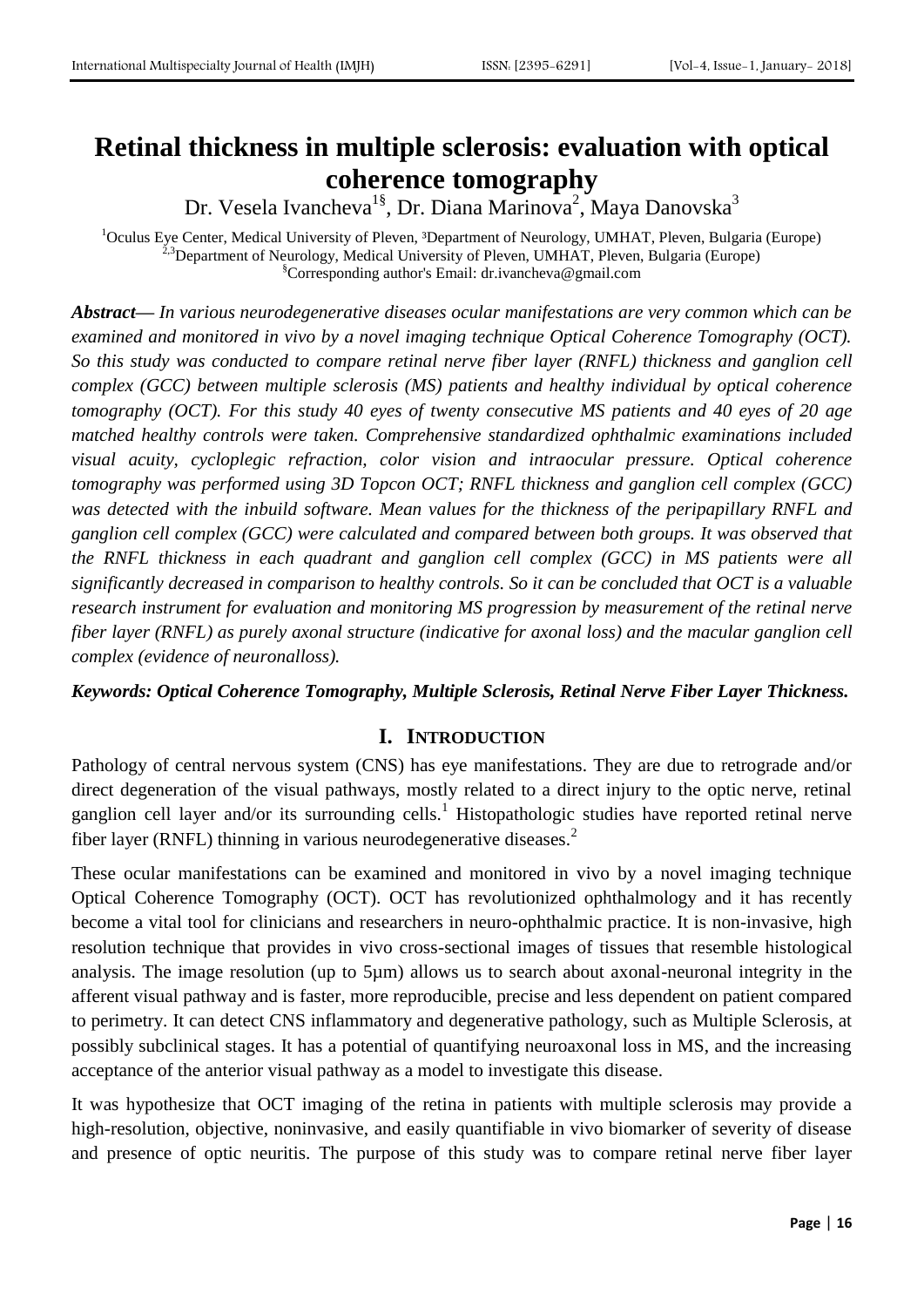# Retinal thickness in multiple sclerosis: evaluation with optical coherence tomography

Dr. Vesela Ivancheva[1§], Dr. Diana Marinova[2], Maya Danovska[3]

[1]Oculus Eye Center, Medical University of Pleven, [3]Department of Neurology, UMHAT, Pleven, Bulgaria (Europe)
[2,3]Department of Neurology, Medical University of Pleven, UMHAT, Pleven, Bulgaria (Europe)
[§]Corresponding author's Email: dr.ivancheva@gmail.com

***Abstract***— *In various neurodegenerative diseases ocular manifestations are very common which can be examined and monitored in vivo by a novel imaging technique Optical Coherence Tomography (OCT). So this study was conducted to compare retinal nerve fiber layer (RNFL) thickness and ganglion cell complex (GCC) between multiple sclerosis (MS) patients and healthy individual by optical coherence tomography (OCT). For this study 40 eyes of twenty consecutive MS patients and 40 eyes of 20 age matched healthy controls were taken. Comprehensive standardized ophthalmic examinations included visual acuity, cycloplegic refraction, color vision and intraocular pressure. Optical coherence tomography was performed using 3D Topcon OCT; RNFL thickness and ganglion cell complex (GCC) was detected with the inbuild software. Mean values for the thickness of the peripapillary RNFL and ganglion cell complex (GCC) were calculated and compared between both groups. It was observed that the RNFL thickness in each quadrant and ganglion cell complex (GCC) in MS patients were all significantly decreased in comparison to healthy controls. So it can be concluded that OCT is a valuable research instrument for evaluation and monitoring MS progression by measurement of the retinal nerve fiber layer (RNFL) as purely axonal structure (indicative for axonal loss) and the macular ganglion cell complex (evidence of neuronalloss).*

***Keywords: Optical Coherence Tomography, Multiple Sclerosis, Retinal Nerve Fiber Layer Thickness.***

## I. INTRODUCTION

Pathology of central nervous system (CNS) has eye manifestations. They are due to retrograde and/or direct degeneration of the visual pathways, mostly related to a direct injury to the optic nerve, retinal ganglion cell layer and/or its surrounding cells.[1] Histopathologic studies have reported retinal nerve fiber layer (RNFL) thinning in various neurodegenerative diseases.[2]

These ocular manifestations can be examined and monitored in vivo by a novel imaging technique Optical Coherence Tomography (OCT). OCT has revolutionized ophthalmology and it has recently become a vital tool for clinicians and researchers in neuro-ophthalmic practice. It is non-invasive, high resolution technique that provides in vivo cross-sectional images of tissues that resemble histological analysis. The image resolution (up to 5μm) allows us to search about axonal-neuronal integrity in the afferent visual pathway and is faster, more reproducible, precise and less dependent on patient compared to perimetry. It can detect CNS inflammatory and degenerative pathology, such as Multiple Sclerosis, at possibly subclinical stages. It has a potential of quantifying neuroaxonal loss in MS, and the increasing acceptance of the anterior visual pathway as a model to investigate this disease.

It was hypothesize that OCT imaging of the retina in patients with multiple sclerosis may provide a high-resolution, objective, noninvasive, and easily quantifiable in vivo biomarker of severity of disease and presence of optic neuritis. The purpose of this study was to compare retinal nerve fiber layer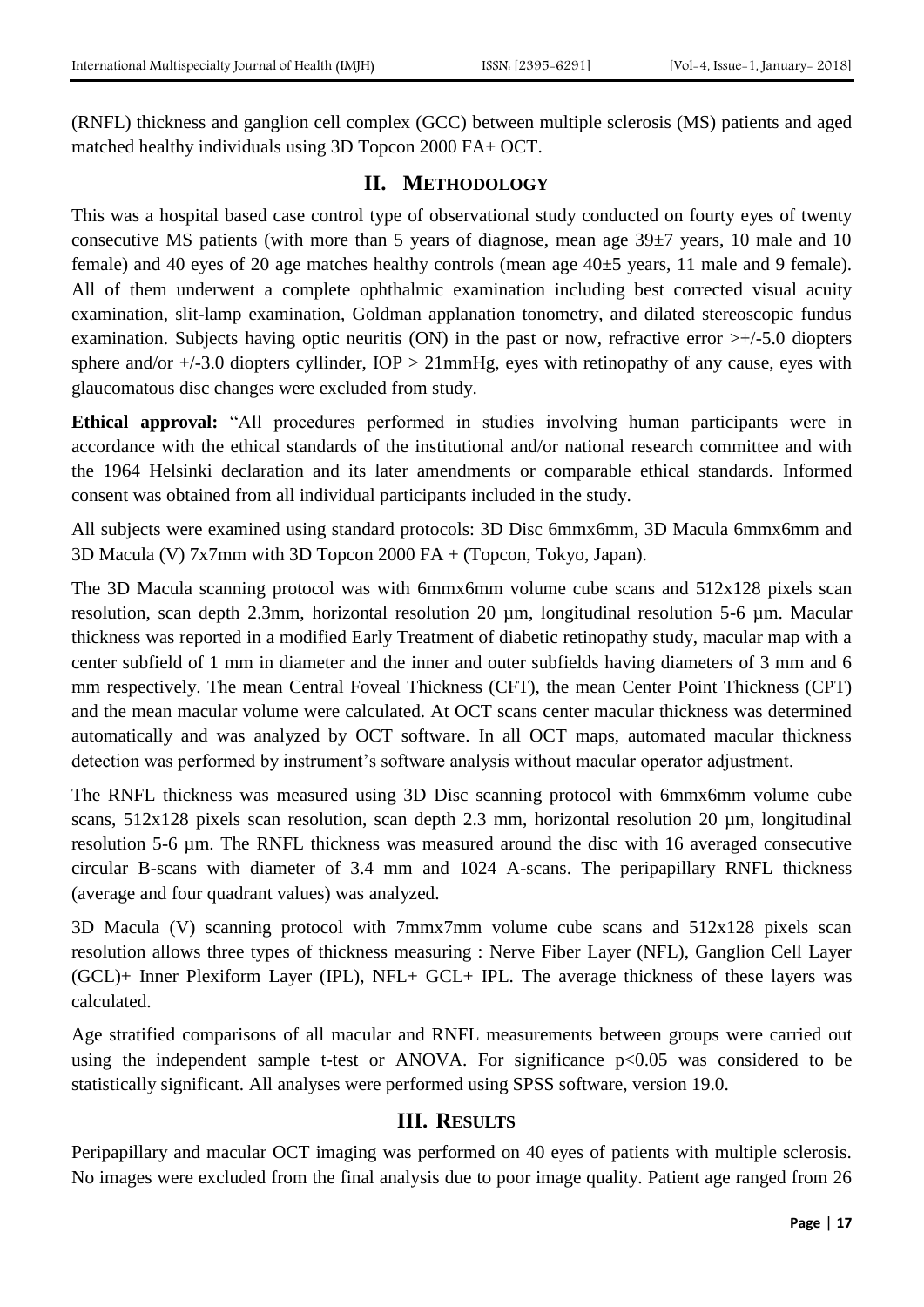(RNFL) thickness and ganglion cell complex (GCC) between multiple sclerosis (MS) patients and aged matched healthy individuals using 3D Topcon 2000 FA+ OCT.

## II. METHODOLOGY

This was a hospital based case control type of observational study conducted on fourty eyes of twenty consecutive MS patients (with more than 5 years of diagnose, mean age 39±7 years, 10 male and 10 female) and 40 eyes of 20 age matches healthy controls (mean age 40±5 years, 11 male and 9 female). All of them underwent a complete ophthalmic examination including best corrected visual acuity examination, slit-lamp examination, Goldman applanation tonometry, and dilated stereoscopic fundus examination. Subjects having optic neuritis (ON) in the past or now, refractive error >+/-5.0 diopters sphere and/or +/-3.0 diopters cyllinder, IOP > 21mmHg, eyes with retinopathy of any cause, eyes with glaucomatous disc changes were excluded from study.

**Ethical approval:** "All procedures performed in studies involving human participants were in accordance with the ethical standards of the institutional and/or national research committee and with the 1964 Helsinki declaration and its later amendments or comparable ethical standards. Informed consent was obtained from all individual participants included in the study.

All subjects were examined using standard protocols: 3D Disc 6mmx6mm, 3D Macula 6mmx6mm and 3D Macula (V) 7x7mm with 3D Topcon 2000 FA + (Topcon, Tokyo, Japan).

The 3D Macula scanning protocol was with 6mmx6mm volume cube scans and 512x128 pixels scan resolution, scan depth 2.3mm, horizontal resolution 20 µm, longitudinal resolution 5-6 µm. Macular thickness was reported in a modified Early Treatment of diabetic retinopathy study, macular map with a center subfield of 1 mm in diameter and the inner and outer subfields having diameters of 3 mm and 6 mm respectively. The mean Central Foveal Thickness (CFT), the mean Center Point Thickness (CPT) and the mean macular volume were calculated. At OCT scans center macular thickness was determined automatically and was analyzed by OCT software. In all OCT maps, automated macular thickness detection was performed by instrument's software analysis without macular operator adjustment.

The RNFL thickness was measured using 3D Disc scanning protocol with 6mmx6mm volume cube scans, 512x128 pixels scan resolution, scan depth 2.3 mm, horizontal resolution 20 µm, longitudinal resolution 5-6 µm. The RNFL thickness was measured around the disc with 16 averaged consecutive circular B-scans with diameter of 3.4 mm and 1024 A-scans. The peripapillary RNFL thickness (average and four quadrant values) was analyzed.

3D Macula (V) scanning protocol with 7mmx7mm volume cube scans and 512x128 pixels scan resolution allows three types of thickness measuring : Nerve Fiber Layer (NFL), Ganglion Cell Layer (GCL)+ Inner Plexiform Layer (IPL), NFL+ GCL+ IPL. The average thickness of these layers was calculated.

Age stratified comparisons of all macular and RNFL measurements between groups were carried out using the independent sample t-test or ANOVA. For significance $p<0.05$ was considered to be statistically significant. All analyses were performed using SPSS software, version 19.0.

## III. RESULTS

Peripapillary and macular OCT imaging was performed on 40 eyes of patients with multiple sclerosis. No images were excluded from the final analysis due to poor image quality. Patient age ranged from 26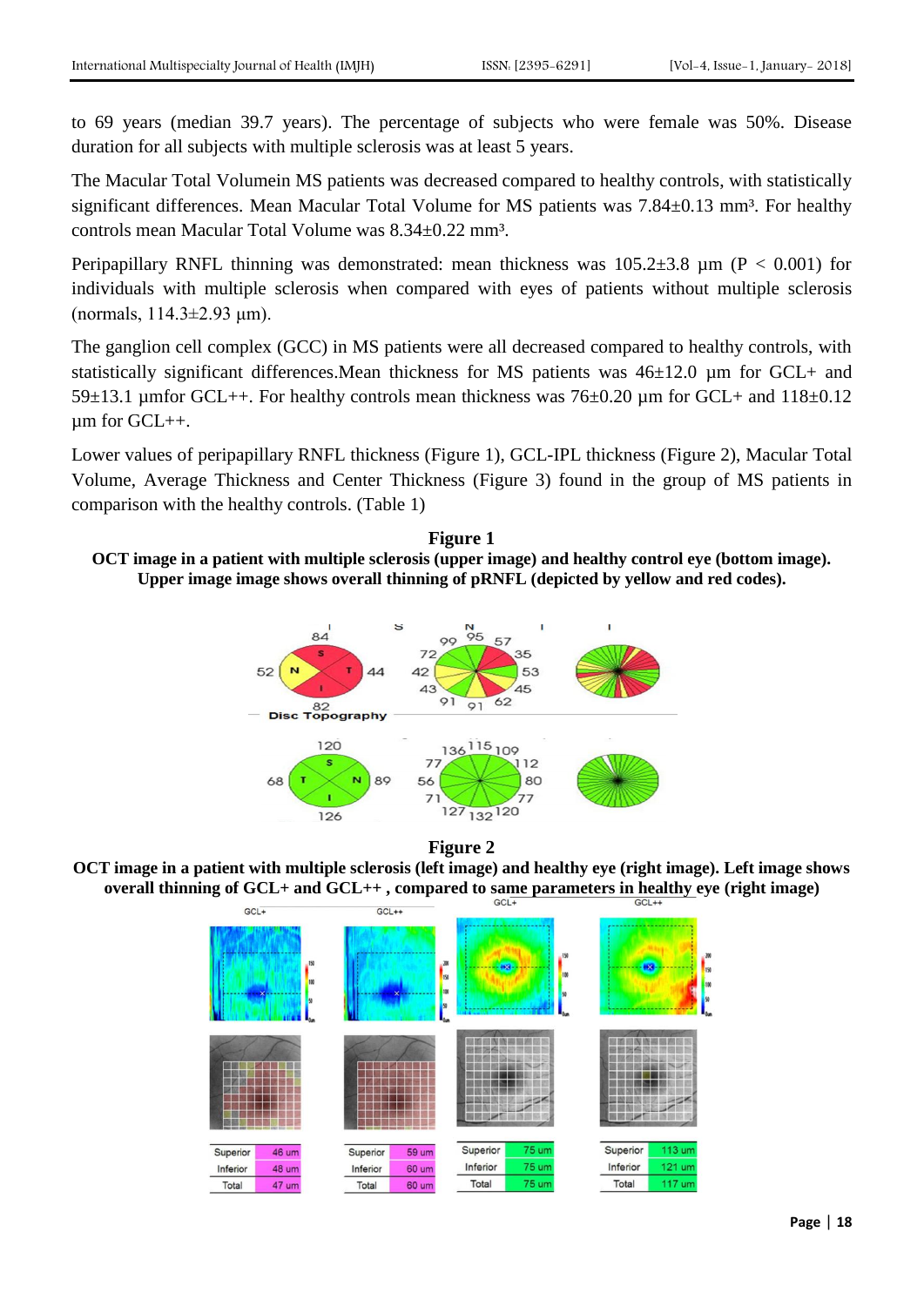to 69 years (median 39.7 years). The percentage of subjects who were female was 50%. Disease duration for all subjects with multiple sclerosis was at least 5 years.

The Macular Total Volumein MS patients was decreased compared to healthy controls, with statistically significant differences. Mean Macular Total Volume for MS patients was 7.84±0.13 mm³. For healthy controls mean Macular Total Volume was 8.34±0.22 mm³.

Peripapillary RNFL thinning was demonstrated: mean thickness was 105.2±3.8 µm ($P < 0.001$) for individuals with multiple sclerosis when compared with eyes of patients without multiple sclerosis (normals, 114.3±2.93 µm).

The ganglion cell complex (GCC) in MS patients were all decreased compared to healthy controls, with statistically significant differences.Mean thickness for MS patients was 46±12.0 µm for GCL+ and 59±13.1 µmfor GCL++. For healthy controls mean thickness was 76±0.20 µm for GCL+ and 118±0.12 µm for GCL++.

Lower values of peripapillary RNFL thickness (Figure 1), GCL-IPL thickness (Figure 2), Macular Total Volume, Average Thickness and Center Thickness (Figure 3) found in the group of MS patients in comparison with the healthy controls. (Table 1)

**Figure 1**

**OCT image in a patient with multiple sclerosis (upper image) and healthy control eye (bottom image). Upper image image shows overall thinning of pRNFL (depicted by yellow and red codes).**

**Figure 2**

**OCT image in a patient with multiple sclerosis (left image) and healthy eye (right image). Left image shows overall thinning of GCL+ and GCL++ , compared to same parameters in healthy eye (right image)**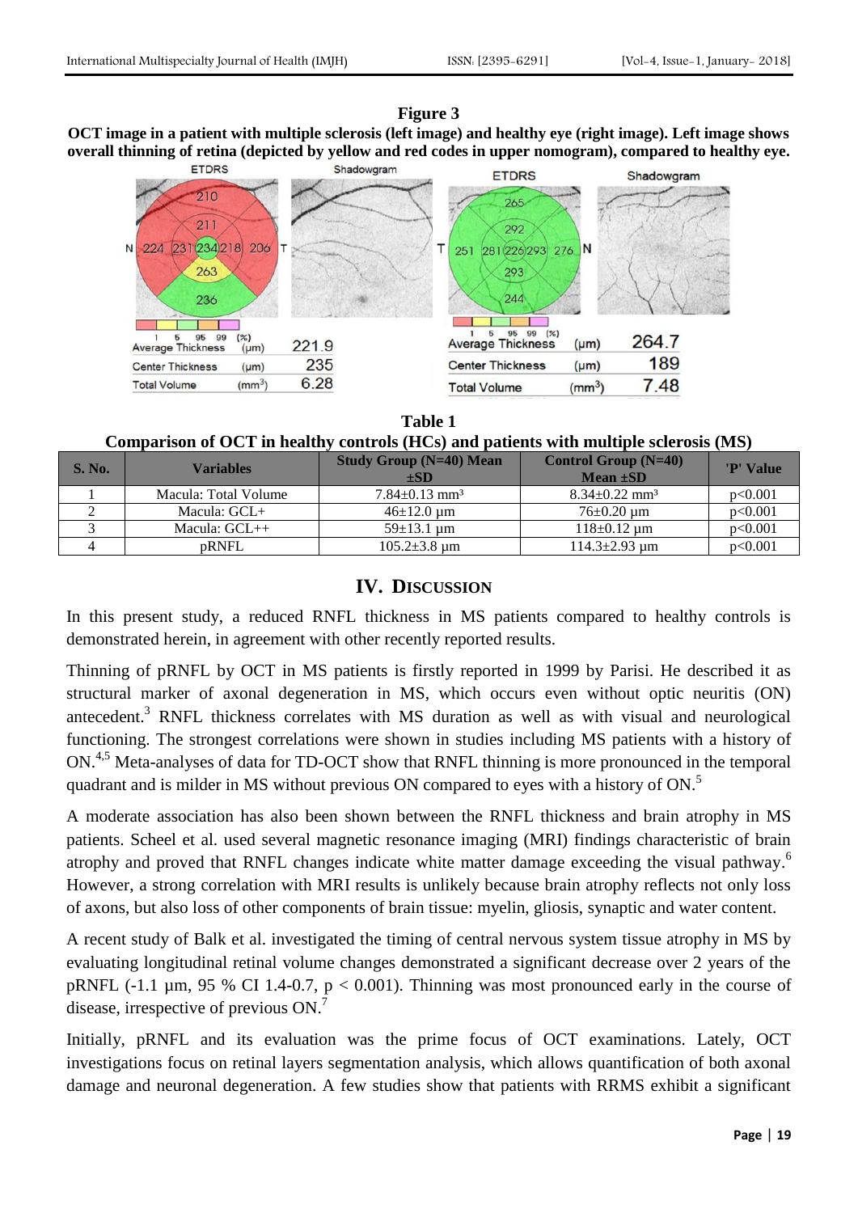**Figure 3**

**OCT image in a patient with multiple sclerosis (left image) and healthy eye (right image). Left image shows overall thinning of retina (depicted by yellow and red codes in upper nomogram), compared to healthy eye.**

**Table 1**

**Comparison of OCT in healthy controls (HCs) and patients with multiple sclerosis (MS)**

| S. No. | Variables | Study Group (N=40) Mean ±SD | Control Group (N=40) Mean ±SD | 'P' Value |
|---|---|---|---|---|
| 1 | Macula: Total Volume | 7.84±0.13 mm³ | 8.34±0.22 mm³ | p<0.001 |
| 2 | Macula: GCL+ | 46±12.0 µm | 76±0.20 µm | p<0.001 |
| 3 | Macula: GCL++ | 59±13.1 µm | 118±0.12 µm | p<0.001 |
| 4 | pRNFL | 105.2±3.8 µm | 114.3±2.93 µm | p<0.001 |

## IV. Discussion

In this present study, a reduced RNFL thickness in MS patients compared to healthy controls is demonstrated herein, in agreement with other recently reported results.

Thinning of pRNFL by OCT in MS patients is firstly reported in 1999 by Parisi. He described it as structural marker of axonal degeneration in MS, which occurs even without optic neuritis (ON) antecedent.[3] RNFL thickness correlates with MS duration as well as with visual and neurological functioning. The strongest correlations were shown in studies including MS patients with a history of ON.[4,5] Meta-analyses of data for TD-OCT show that RNFL thinning is more pronounced in the temporal quadrant and is milder in MS without previous ON compared to eyes with a history of ON.[5]

A moderate association has also been shown between the RNFL thickness and brain atrophy in MS patients. Scheel et al. used several magnetic resonance imaging (MRI) findings characteristic of brain atrophy and proved that RNFL changes indicate white matter damage exceeding the visual pathway.[6] However, a strong correlation with MRI results is unlikely because brain atrophy reflects not only loss of axons, but also loss of other components of brain tissue: myelin, gliosis, synaptic and water content.

A recent study of Balk et al. investigated the timing of central nervous system tissue atrophy in MS by evaluating longitudinal retinal volume changes demonstrated a significant decrease over 2 years of the pRNFL (-1.1 µm, 95 % CI 1.4-0.7, $p < 0.001$). Thinning was most pronounced early in the course of disease, irrespective of previous ON.[7]

Initially, pRNFL and its evaluation was the prime focus of OCT examinations. Lately, OCT investigations focus on retinal layers segmentation analysis, which allows quantification of both axonal damage and neuronal degeneration. A few studies show that patients with RRMS exhibit a significant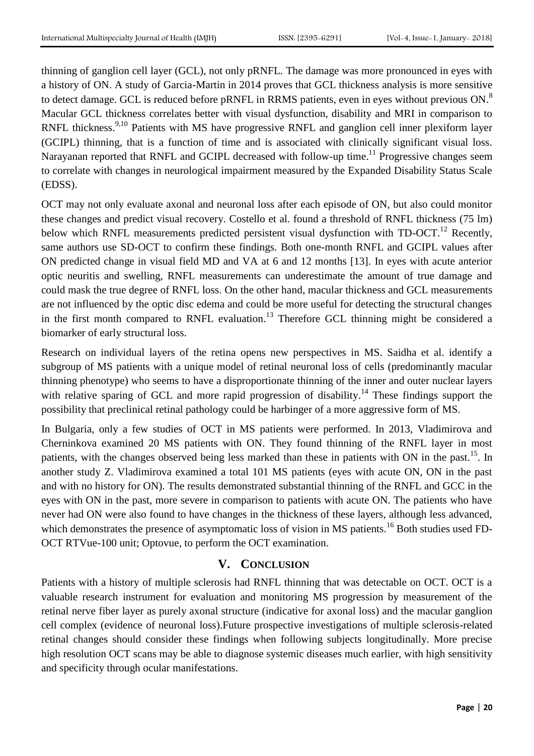thinning of ganglion cell layer (GCL), not only pRNFL. The damage was more pronounced in eyes with a history of ON. A study of Garcia-Martin in 2014 proves that GCL thickness analysis is more sensitive to detect damage. GCL is reduced before pRNFL in RRMS patients, even in eyes without previous ON.[8] Macular GCL thickness correlates better with visual dysfunction, disability and MRI in comparison to RNFL thickness.[9,10] Patients with MS have progressive RNFL and ganglion cell inner plexiform layer (GCIPL) thinning, that is a function of time and is associated with clinically significant visual loss. Narayanan reported that RNFL and GCIPL decreased with follow-up time.[11] Progressive changes seem to correlate with changes in neurological impairment measured by the Expanded Disability Status Scale (EDSS).

OCT may not only evaluate axonal and neuronal loss after each episode of ON, but also could monitor these changes and predict visual recovery. Costello et al. found a threshold of RNFL thickness (75 lm) below which RNFL measurements predicted persistent visual dysfunction with TD-OCT.[12] Recently, same authors use SD-OCT to confirm these findings. Both one-month RNFL and GCIPL values after ON predicted change in visual field MD and VA at 6 and 12 months [13]. In eyes with acute anterior optic neuritis and swelling, RNFL measurements can underestimate the amount of true damage and could mask the true degree of RNFL loss. On the other hand, macular thickness and GCL measurements are not influenced by the optic disc edema and could be more useful for detecting the structural changes in the first month compared to RNFL evaluation.[13] Therefore GCL thinning might be considered a biomarker of early structural loss.

Research on individual layers of the retina opens new perspectives in MS. Saidha et al. identify a subgroup of MS patients with a unique model of retinal neuronal loss of cells (predominantly macular thinning phenotype) who seems to have a disproportionate thinning of the inner and outer nuclear layers with relative sparing of GCL and more rapid progression of disability.[14] These findings support the possibility that preclinical retinal pathology could be harbinger of a more aggressive form of MS.

In Bulgaria, only a few studies of OCT in MS patients were performed. In 2013, Vladimirova and Cherninkova examined 20 MS patients with ON. They found thinning of the RNFL layer in most patients, with the changes observed being less marked than these in patients with ON in the past.[15]. In another study Z. Vladimirova examined a total 101 MS patients (eyes with acute ON, ON in the past and with no history for ON). The results demonstrated substantial thinning of the RNFL and GCC in the eyes with ON in the past, more severe in comparison to patients with acute ON. The patients who have never had ON were also found to have changes in the thickness of these layers, although less advanced, which demonstrates the presence of asymptomatic loss of vision in MS patients.[16] Both studies used FD-OCT RTVue-100 unit; Optovue, to perform the OCT examination.

## V. CONCLUSION

Patients with a history of multiple sclerosis had RNFL thinning that was detectable on OCT. OCT is a valuable research instrument for evaluation and monitoring MS progression by measurement of the retinal nerve fiber layer as purely axonal structure (indicative for axonal loss) and the macular ganglion cell complex (evidence of neuronal loss).Future prospective investigations of multiple sclerosis-related retinal changes should consider these findings when following subjects longitudinally. More precise high resolution OCT scans may be able to diagnose systemic diseases much earlier, with high sensitivity and specificity through ocular manifestations.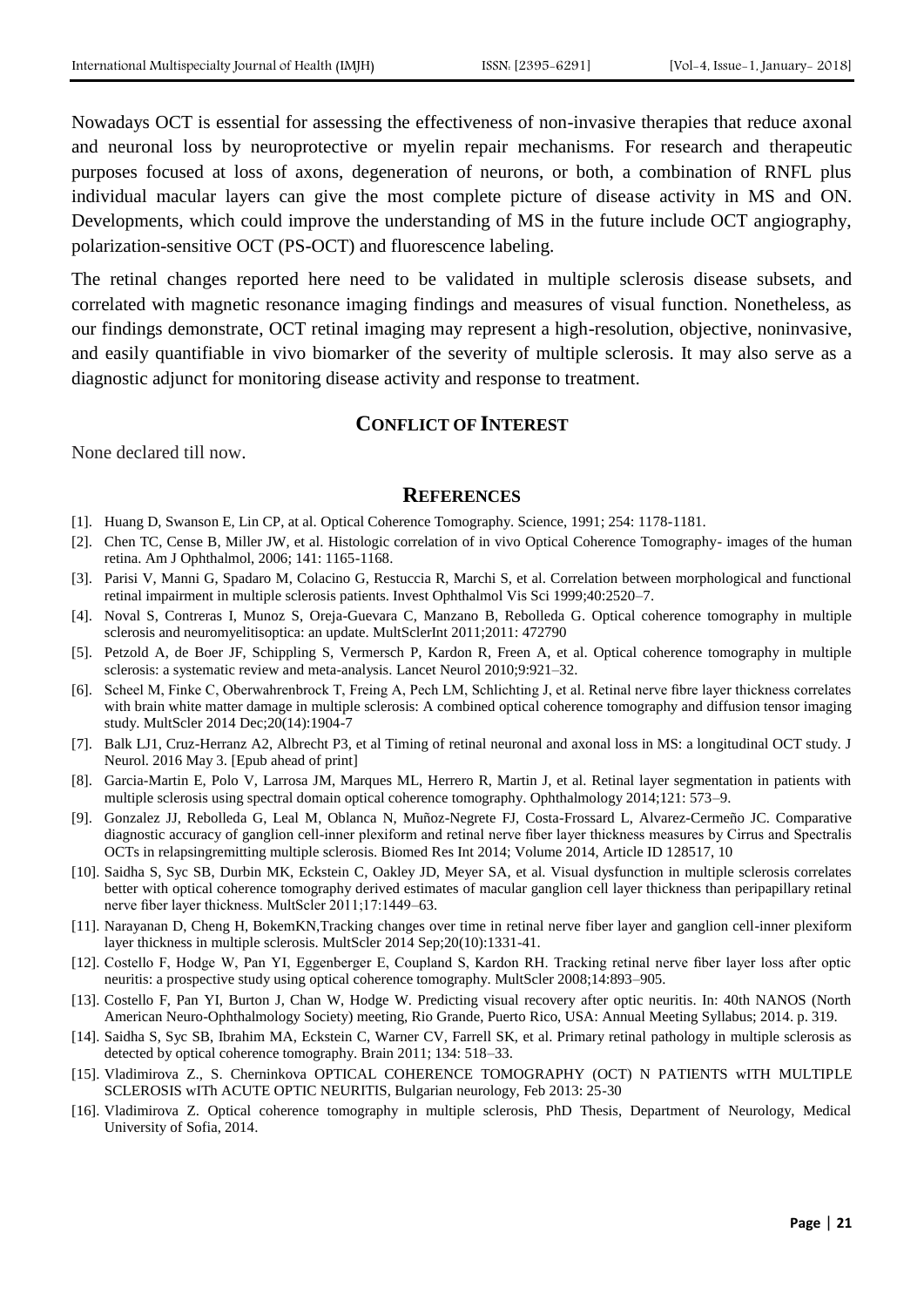Nowadays OCT is essential for assessing the effectiveness of non-invasive therapies that reduce axonal and neuronal loss by neuroprotective or myelin repair mechanisms. For research and therapeutic purposes focused at loss of axons, degeneration of neurons, or both, a combination of RNFL plus individual macular layers can give the most complete picture of disease activity in MS and ON. Developments, which could improve the understanding of MS in the future include OCT angiography, polarization-sensitive OCT (PS-OCT) and fluorescence labeling.

The retinal changes reported here need to be validated in multiple sclerosis disease subsets, and correlated with magnetic resonance imaging findings and measures of visual function. Nonetheless, as our findings demonstrate, OCT retinal imaging may represent a high-resolution, objective, noninvasive, and easily quantifiable in vivo biomarker of the severity of multiple sclerosis. It may also serve as a diagnostic adjunct for monitoring disease activity and response to treatment.

## CONFLICT OF INTEREST

None declared till now.

## REFERENCES

[1]. Huang D, Swanson E, Lin CP, at al. Optical Coherence Tomography. Science, 1991; 254: 1178-1181.

[2]. Chen TC, Cense B, Miller JW, et al. Histologic correlation of in vivo Optical Coherence Tomography- images of the human retina. Am J Ophthalmol, 2006; 141: 1165-1168.

[3]. Parisi V, Manni G, Spadaro M, Colacino G, Restuccia R, Marchi S, et al. Correlation between morphological and functional retinal impairment in multiple sclerosis patients. Invest Ophthalmol Vis Sci 1999;40:2520–7.

[4]. Noval S, Contreras I, Munoz S, Oreja-Guevara C, Manzano B, Rebolleda G. Optical coherence tomography in multiple sclerosis and neuromyelitisoptica: an update. MultSclerInt 2011;2011: 472790

[5]. Petzold A, de Boer JF, Schippling S, Vermersch P, Kardon R, Freen A, et al. Optical coherence tomography in multiple sclerosis: a systematic review and meta-analysis. Lancet Neurol 2010;9:921–32.

[6]. Scheel M, Finke C, Oberwahrenbrock T, Freing A, Pech LM, Schlichting J, et al. Retinal nerve fibre layer thickness correlates with brain white matter damage in multiple sclerosis: A combined optical coherence tomography and diffusion tensor imaging study. MultScler 2014 Dec;20(14):1904-7

[7]. Balk LJ1, Cruz-Herranz A2, Albrecht P3, et al Timing of retinal neuronal and axonal loss in MS: a longitudinal OCT study. J Neurol. 2016 May 3. [Epub ahead of print]

[8]. Garcia-Martin E, Polo V, Larrosa JM, Marques ML, Herrero R, Martin J, et al. Retinal layer segmentation in patients with multiple sclerosis using spectral domain optical coherence tomography. Ophthalmology 2014;121: 573–9.

[9]. Gonzalez JJ, Rebolleda G, Leal M, Oblanca N, Muñoz-Negrete FJ, Costa-Frossard L, Alvarez-Cermeño JC. Comparative diagnostic accuracy of ganglion cell-inner plexiform and retinal nerve fiber layer thickness measures by Cirrus and Spectralis OCTs in relapsingremitting multiple sclerosis. Biomed Res Int 2014; Volume 2014, Article ID 128517, 10

[10]. Saidha S, Syc SB, Durbin MK, Eckstein C, Oakley JD, Meyer SA, et al. Visual dysfunction in multiple sclerosis correlates better with optical coherence tomography derived estimates of macular ganglion cell layer thickness than peripapillary retinal nerve fiber layer thickness. MultScler 2011;17:1449–63.

[11]. Narayanan D, Cheng H, BokemKN,Tracking changes over time in retinal nerve fiber layer and ganglion cell-inner plexiform layer thickness in multiple sclerosis. MultScler 2014 Sep;20(10):1331-41.

[12]. Costello F, Hodge W, Pan YI, Eggenberger E, Coupland S, Kardon RH. Tracking retinal nerve fiber layer loss after optic neuritis: a prospective study using optical coherence tomography. MultScler 2008;14:893–905.

[13]. Costello F, Pan YI, Burton J, Chan W, Hodge W. Predicting visual recovery after optic neuritis. In: 40th NANOS (North American Neuro-Ophthalmology Society) meeting, Rio Grande, Puerto Rico, USA: Annual Meeting Syllabus; 2014. p. 319.

[14]. Saidha S, Syc SB, Ibrahim MA, Eckstein C, Warner CV, Farrell SK, et al. Primary retinal pathology in multiple sclerosis as detected by optical coherence tomography. Brain 2011; 134: 518–33.

[15]. Vladimirova Z., S. Cherninkova OPTICAL COHERENCE TOMOGRAPHY (OCT) N PATIENTS wITH MULTIPLE SCLEROSIS wITh ACUTE OPTIC NEURITIS, Bulgarian neurology, Feb 2013: 25-30

[16]. Vladimirova Z. Optical coherence tomography in multiple sclerosis, PhD Thesis, Department of Neurology, Medical University of Sofia, 2014.